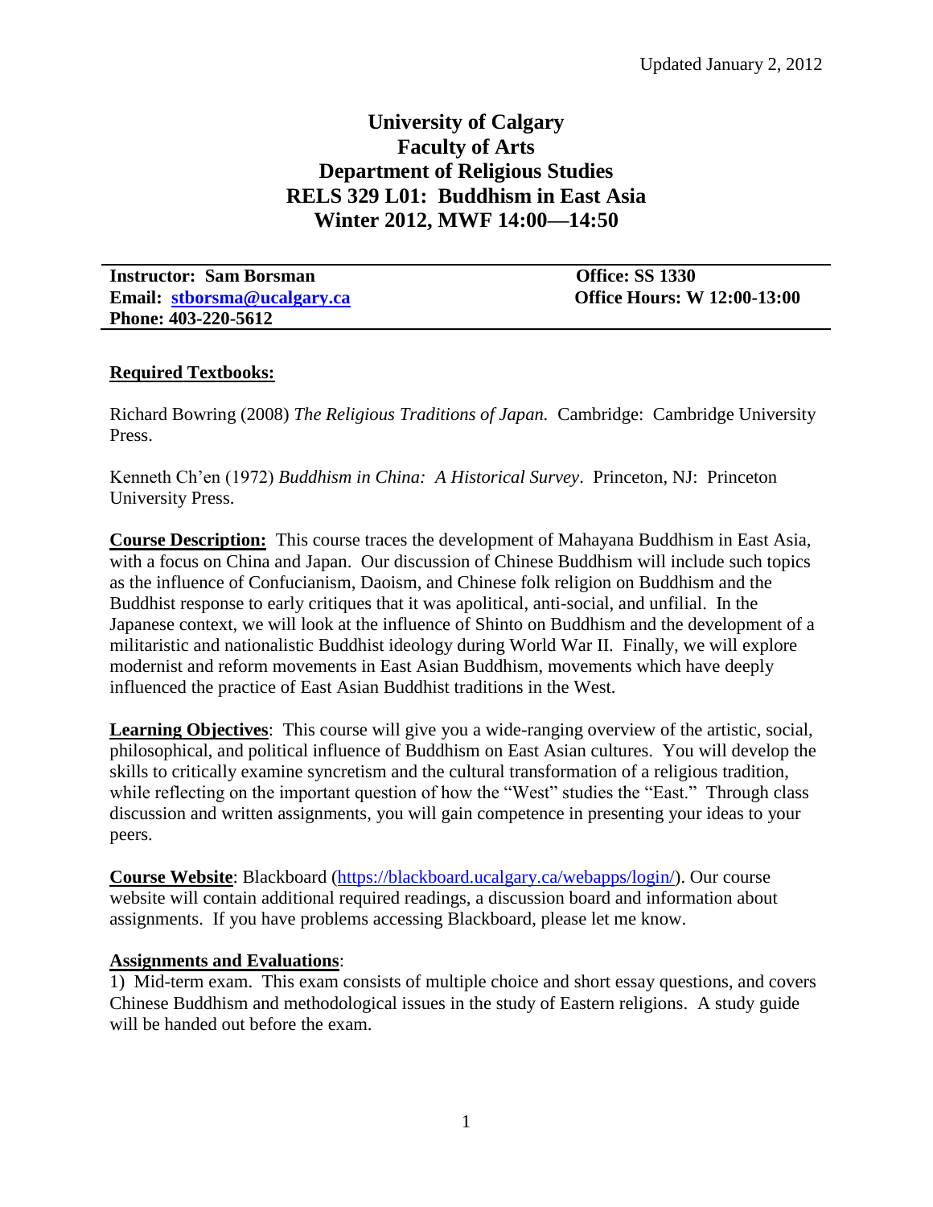Updated January 2, 2012

# University of Calgary
# Faculty of Arts
# Department of Religious Studies
# RELS 329 L01: Buddhism in East Asia
# Winter 2012, MWF 14:00—14:50

**Instructor: Sam Borsman**
**Email: stborsma@ucalgary.ca**
**Phone: 403-220-5612**

**Office: SS 1330**
**Office Hours: W 12:00-13:00**

## Required Textbooks:

Richard Bowring (2008) *The Religious Traditions of Japan.* Cambridge: Cambridge University Press.

Kenneth Ch'en (1972) *Buddhism in China: A Historical Survey*. Princeton, NJ: Princeton University Press.

**Course Description:** This course traces the development of Mahayana Buddhism in East Asia, with a focus on China and Japan. Our discussion of Chinese Buddhism will include such topics as the influence of Confucianism, Daoism, and Chinese folk religion on Buddhism and the Buddhist response to early critiques that it was apolitical, anti-social, and unfilial. In the Japanese context, we will look at the influence of Shinto on Buddhism and the development of a militaristic and nationalistic Buddhist ideology during World War II. Finally, we will explore modernist and reform movements in East Asian Buddhism, movements which have deeply influenced the practice of East Asian Buddhist traditions in the West.

**Learning Objectives**: This course will give you a wide-ranging overview of the artistic, social, philosophical, and political influence of Buddhism on East Asian cultures. You will develop the skills to critically examine syncretism and the cultural transformation of a religious tradition, while reflecting on the important question of how the "West" studies the "East." Through class discussion and written assignments, you will gain competence in presenting your ideas to your peers.

**Course Website**: Blackboard (https://blackboard.ucalgary.ca/webapps/login/). Our course website will contain additional required readings, a discussion board and information about assignments. If you have problems accessing Blackboard, please let me know.

**Assignments and Evaluations**:

1) Mid-term exam. This exam consists of multiple choice and short essay questions, and covers Chinese Buddhism and methodological issues in the study of Eastern religions. A study guide will be handed out before the exam.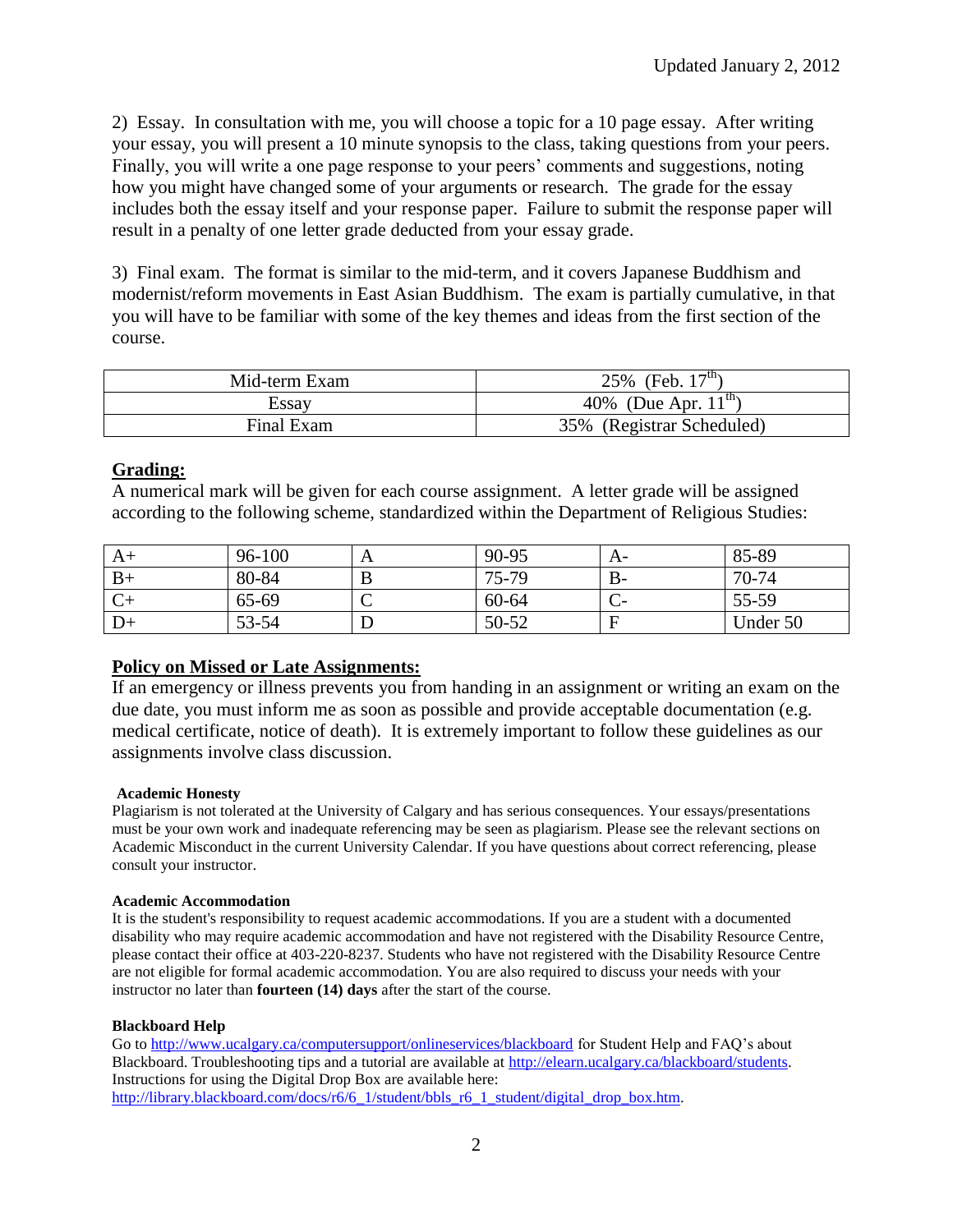Updated January 2, 2012

2) Essay. In consultation with me, you will choose a topic for a 10 page essay. After writing your essay, you will present a 10 minute synopsis to the class, taking questions from your peers. Finally, you will write a one page response to your peers' comments and suggestions, noting how you might have changed some of your arguments or research. The grade for the essay includes both the essay itself and your response paper. Failure to submit the response paper will result in a penalty of one letter grade deducted from your essay grade.

3) Final exam. The format is similar to the mid-term, and it covers Japanese Buddhism and modernist/reform movements in East Asian Buddhism. The exam is partially cumulative, in that you will have to be familiar with some of the key themes and ideas from the first section of the course.

| Mid-term Exam | 25% (Feb. 17th) |
|---|---|
| Essay | 40% (Due Apr. 11th) |
| Final Exam | 35% (Registrar Scheduled) |

## Grading:

A numerical mark will be given for each course assignment. A letter grade will be assigned according to the following scheme, standardized within the Department of Religious Studies:

| A+ | 96-100 | A | 90-95 | A- | 85-89 |
|---|---|---|---|---|---|
| B+ | 80-84 | B | 75-79 | B- | 70-74 |
| C+ | 65-69 | C | 60-64 | C- | 55-59 |
| D+ | 53-54 | D | 50-52 | F | Under 50 |

## Policy on Missed or Late Assignments:

If an emergency or illness prevents you from handing in an assignment or writing an exam on the due date, you must inform me as soon as possible and provide acceptable documentation (e.g. medical certificate, notice of death). It is extremely important to follow these guidelines as our assignments involve class discussion.

**Academic Honesty**

Plagiarism is not tolerated at the University of Calgary and has serious consequences. Your essays/presentations must be your own work and inadequate referencing may be seen as plagiarism. Please see the relevant sections on Academic Misconduct in the current University Calendar. If you have questions about correct referencing, please consult your instructor.

**Academic Accommodation**

It is the student's responsibility to request academic accommodations. If you are a student with a documented disability who may require academic accommodation and have not registered with the Disability Resource Centre, please contact their office at 403-220-8237. Students who have not registered with the Disability Resource Centre are not eligible for formal academic accommodation. You are also required to discuss your needs with your instructor no later than **fourteen (14) days** after the start of the course.

**Blackboard Help**

Go to http://www.ucalgary.ca/computersupport/onlineservices/blackboard for Student Help and FAQ's about Blackboard. Troubleshooting tips and a tutorial are available at http://elearn.ucalgary.ca/blackboard/students. Instructions for using the Digital Drop Box are available here: http://library.blackboard.com/docs/r6/6_1/student/bbls_r6_1_student/digital_drop_box.htm.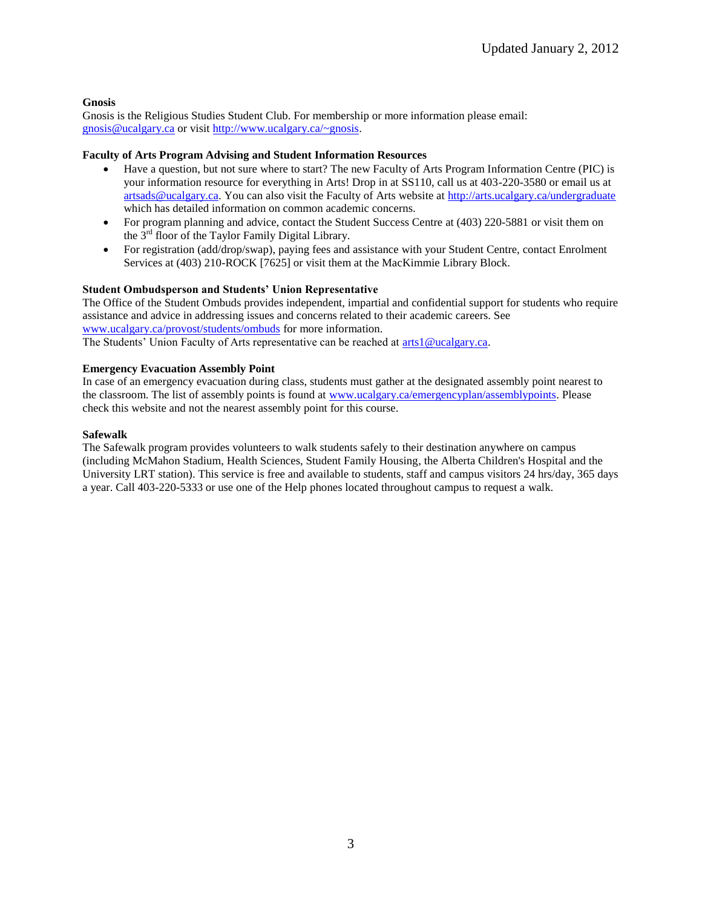**Gnosis**

Gnosis is the Religious Studies Student Club. For membership or more information please email: gnosis@ucalgary.ca or visit http://www.ucalgary.ca/~gnosis.

**Faculty of Arts Program Advising and Student Information Resources**

- Have a question, but not sure where to start? The new Faculty of Arts Program Information Centre (PIC) is your information resource for everything in Arts! Drop in at SS110, call us at 403-220-3580 or email us at artsads@ucalgary.ca. You can also visit the Faculty of Arts website at http://arts.ucalgary.ca/undergraduate which has detailed information on common academic concerns.
- For program planning and advice, contact the Student Success Centre at (403) 220-5881 or visit them on the 3rd floor of the Taylor Family Digital Library.
- For registration (add/drop/swap), paying fees and assistance with your Student Centre, contact Enrolment Services at (403) 210-ROCK [7625] or visit them at the MacKimmie Library Block.

**Student Ombudsperson and Students' Union Representative**

The Office of the Student Ombuds provides independent, impartial and confidential support for students who require assistance and advice in addressing issues and concerns related to their academic careers. See www.ucalgary.ca/provost/students/ombuds for more information.

The Students' Union Faculty of Arts representative can be reached at arts1@ucalgary.ca.

**Emergency Evacuation Assembly Point**

In case of an emergency evacuation during class, students must gather at the designated assembly point nearest to the classroom. The list of assembly points is found at www.ucalgary.ca/emergencyplan/assemblypoints. Please check this website and not the nearest assembly point for this course.

**Safewalk**

The Safewalk program provides volunteers to walk students safely to their destination anywhere on campus (including McMahon Stadium, Health Sciences, Student Family Housing, the Alberta Children's Hospital and the University LRT station). This service is free and available to students, staff and campus visitors 24 hrs/day, 365 days a year. Call 403-220-5333 or use one of the Help phones located throughout campus to request a walk.